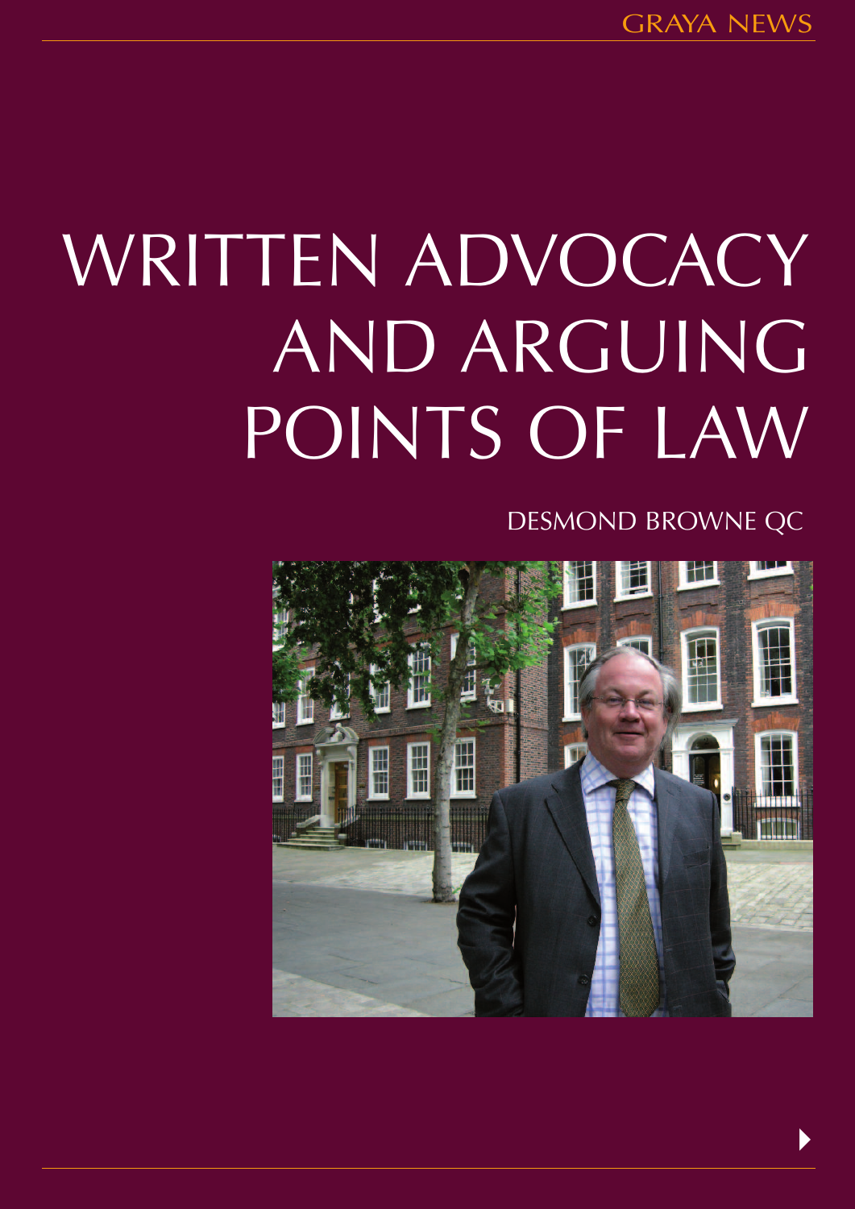# WRITTEN ADVOCACY AND ARGUING POINTS OF LAW

DESMOND BROWNE QC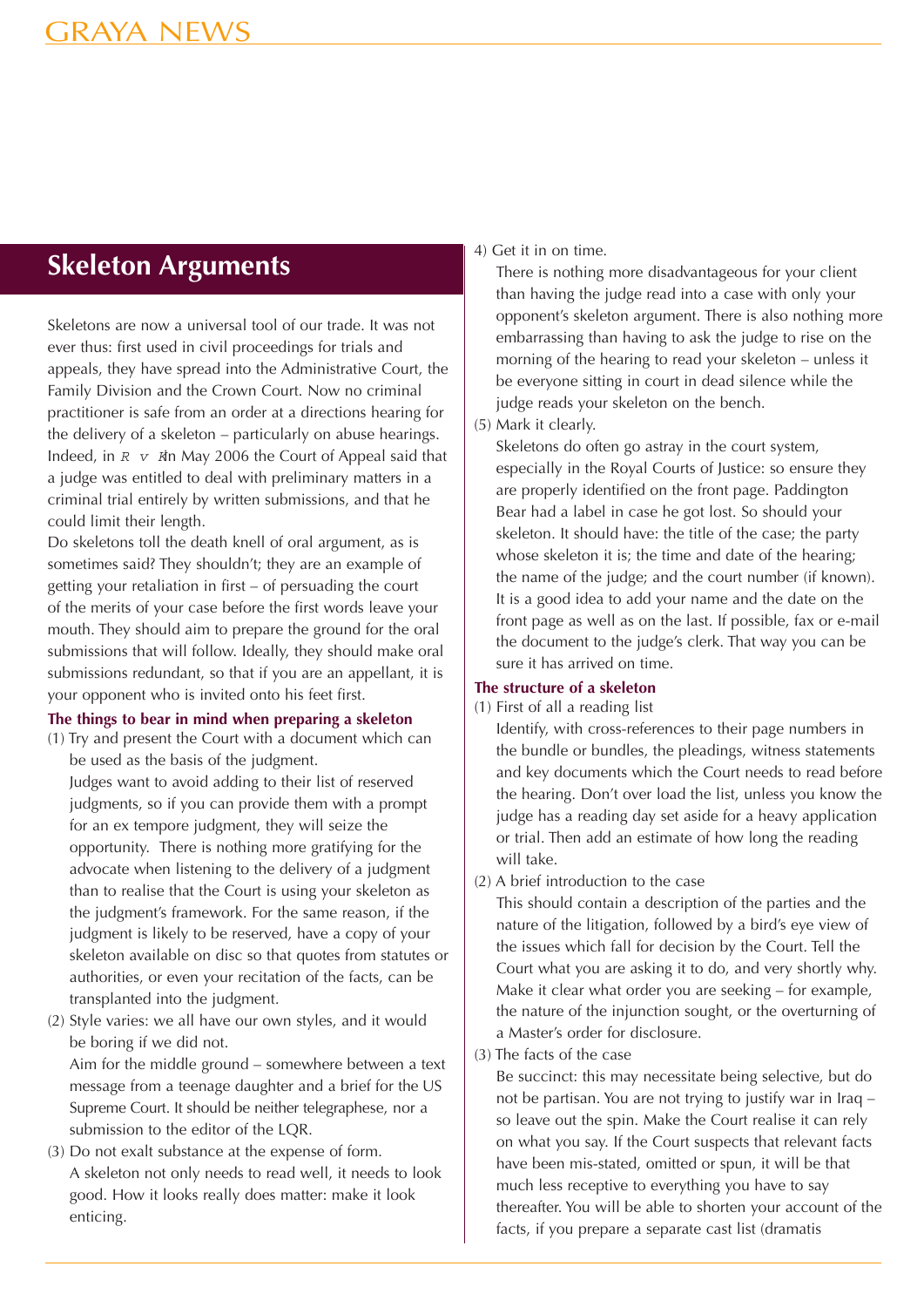## Skeleton Arguments

Skeletons are now a universal tool of our trade. It was not ever thus: first used in civil proceedings for trials and appeals, they have spread into the Administrative Court, the Family Division and the Crown Court. Now no criminal practitioner is safe from an order at a directions hearing for the delivery of a skeleton – particularly on abuse hearings. Indeed, in *R v K* in May 2006 the Court of Appeal said that a judge was entitled to deal with preliminary matters in a criminal trial entirely by written submissions, and that he could limit their length.

Do skeletons toll the death knell of oral argument, as is sometimes said? They shouldn't; they are an example of getting your retaliation in first – of persuading the court of the merits of your case before the first words leave your mouth. They should aim to prepare the ground for the oral submissions that will follow. Ideally, they should make oral submissions redundant, so that if you are an appellant, it is your opponent who is invited onto his feet first.

**The things to bear in mind when preparing a skeleton**

(1) Try and present the Court with a document which can be used as the basis of the judgment.
Judges want to avoid adding to their list of reserved judgments, so if you can provide them with a prompt for an ex tempore judgment, they will seize the opportunity. There is nothing more gratifying for the advocate when listening to the delivery of a judgment than to realise that the Court is using your skeleton as the judgment's framework. For the same reason, if the judgment is likely to be reserved, have a copy of your skeleton available on disc so that quotes from statutes or authorities, or even your recitation of the facts, can be transplanted into the judgment.

(2) Style varies: we all have our own styles, and it would be boring if we did not.
Aim for the middle ground – somewhere between a text message from a teenage daughter and a brief for the US Supreme Court. It should be neither telegraphese, nor a submission to the editor of the LQR.

(3) Do not exalt substance at the expense of form.
A skeleton not only needs to read well, it needs to look good. How it looks really does matter: make it look enticing.

4) Get it in on time.
There is nothing more disadvantageous for your client than having the judge read into a case with only your opponent's skeleton argument. There is also nothing more embarrassing than having to ask the judge to rise on the morning of the hearing to read your skeleton – unless it be everyone sitting in court in dead silence while the judge reads your skeleton on the bench.

(5) Mark it clearly.
Skeletons do often go astray in the court system, especially in the Royal Courts of Justice: so ensure they are properly identified on the front page. Paddington Bear had a label in case he got lost. So should your skeleton. It should have: the title of the case; the party whose skeleton it is; the time and date of the hearing; the name of the judge; and the court number (if known). It is a good idea to add your name and the date on the front page as well as on the last. If possible, fax or e-mail the document to the judge's clerk. That way you can be sure it has arrived on time.

**The structure of a skeleton**

(1) First of all a reading list
Identify, with cross-references to their page numbers in the bundle or bundles, the pleadings, witness statements and key documents which the Court needs to read before the hearing. Don't over load the list, unless you know the judge has a reading day set aside for a heavy application or trial. Then add an estimate of how long the reading will take.

(2) A brief introduction to the case
This should contain a description of the parties and the nature of the litigation, followed by a bird's eye view of the issues which fall for decision by the Court. Tell the Court what you are asking it to do, and very shortly why. Make it clear what order you are seeking – for example, the nature of the injunction sought, or the overturning of a Master's order for disclosure.

(3) The facts of the case
Be succinct: this may necessitate being selective, but do not be partisan. You are not trying to justify war in Iraq – so leave out the spin. Make the Court realise it can rely on what you say. If the Court suspects that relevant facts have been mis-stated, omitted or spun, it will be that much less receptive to everything you have to say thereafter. You will be able to shorten your account of the facts, if you prepare a separate cast list (dramatis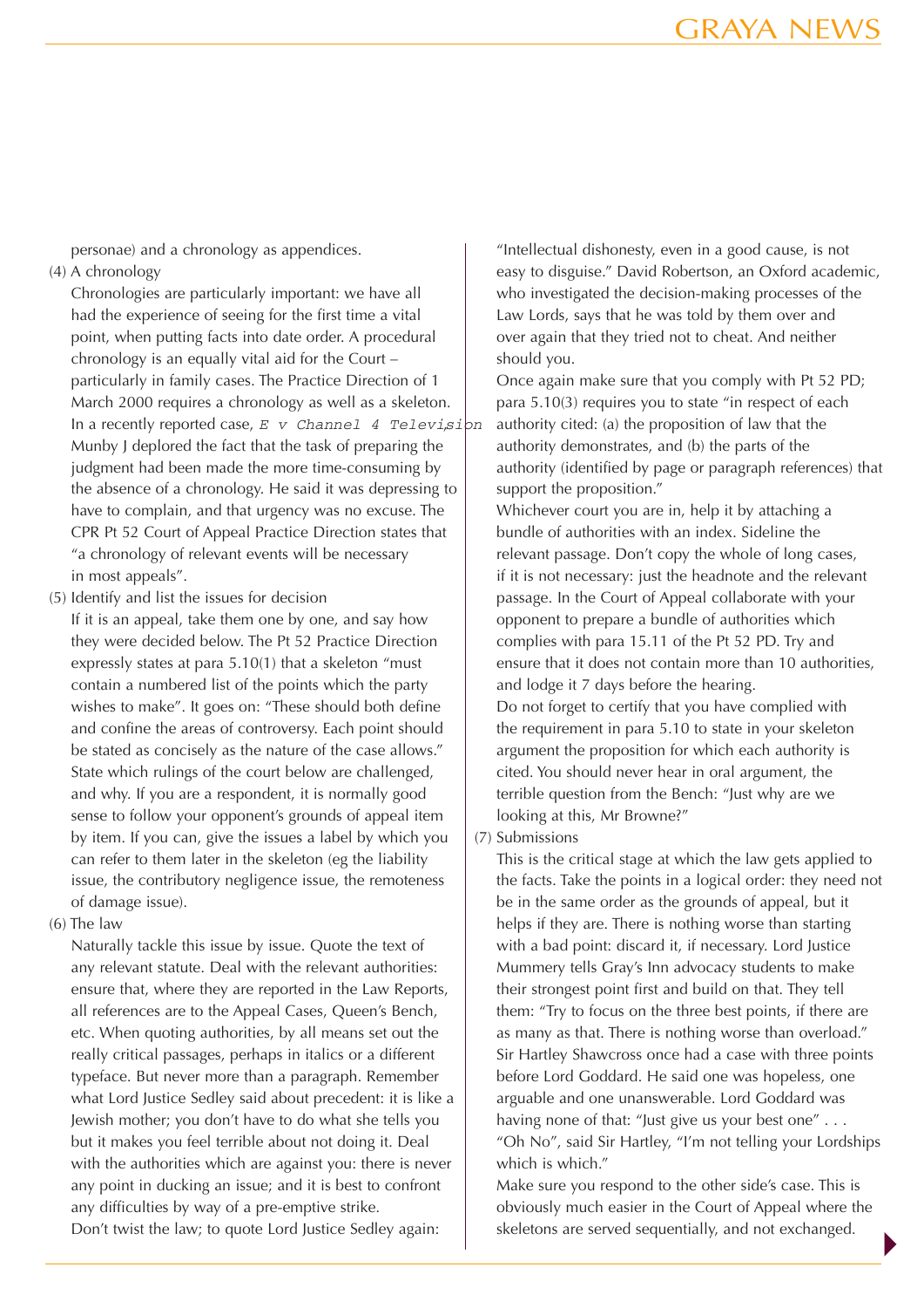personae) and a chronology as appendices.

(4) A chronology

Chronologies are particularly important: we have all had the experience of seeing for the first time a vital point, when putting facts into date order. A procedural chronology is an equally vital aid for the Court – particularly in family cases. The Practice Direction of 1 March 2000 requires a chronology as well as a skeleton. In a recently reported case, *E v Channel 4 Television* Munby J deplored the fact that the task of preparing the judgment had been made the more time-consuming by the absence of a chronology. He said it was depressing to have to complain, and that urgency was no excuse. The CPR Pt 52 Court of Appeal Practice Direction states that "a chronology of relevant events will be necessary in most appeals".

(5) Identify and list the issues for decision

If it is an appeal, take them one by one, and say how they were decided below. The Pt 52 Practice Direction expressly states at para 5.10(1) that a skeleton "must contain a numbered list of the points which the party wishes to make". It goes on: "These should both define and confine the areas of controversy. Each point should be stated as concisely as the nature of the case allows." State which rulings of the court below are challenged, and why. If you are a respondent, it is normally good sense to follow your opponent's grounds of appeal item by item. If you can, give the issues a label by which you can refer to them later in the skeleton (eg the liability issue, the contributory negligence issue, the remoteness of damage issue).

(6) The law

Naturally tackle this issue by issue. Quote the text of any relevant statute. Deal with the relevant authorities: ensure that, where they are reported in the Law Reports, all references are to the Appeal Cases, Queen's Bench, etc. When quoting authorities, by all means set out the really critical passages, perhaps in italics or a different typeface. But never more than a paragraph. Remember what Lord Justice Sedley said about precedent: it is like a Jewish mother; you don't have to do what she tells you but it makes you feel terrible about not doing it. Deal with the authorities which are against you: there is never any point in ducking an issue; and it is best to confront any difficulties by way of a pre-emptive strike.

Don't twist the law; to quote Lord Justice Sedley again: "Intellectual dishonesty, even in a good cause, is not easy to disguise." David Robertson, an Oxford academic, who investigated the decision-making processes of the Law Lords, says that he was told by them over and over again that they tried not to cheat. And neither should you.

Once again make sure that you comply with Pt 52 PD; para 5.10(3) requires you to state "in respect of each authority cited: (a) the proposition of law that the authority demonstrates, and (b) the parts of the authority (identified by page or paragraph references) that support the proposition."

Whichever court you are in, help it by attaching a bundle of authorities with an index. Sideline the relevant passage. Don't copy the whole of long cases, if it is not necessary: just the headnote and the relevant passage. In the Court of Appeal collaborate with your opponent to prepare a bundle of authorities which complies with para 15.11 of the Pt 52 PD. Try and ensure that it does not contain more than 10 authorities, and lodge it 7 days before the hearing.

Do not forget to certify that you have complied with the requirement in para 5.10 to state in your skeleton argument the proposition for which each authority is cited. You should never hear in oral argument, the terrible question from the Bench: "Just why are we looking at this, Mr Browne?"

(7) Submissions

This is the critical stage at which the law gets applied to the facts. Take the points in a logical order: they need not be in the same order as the grounds of appeal, but it helps if they are. There is nothing worse than starting with a bad point: discard it, if necessary. Lord Justice Mummery tells Gray's Inn advocacy students to make their strongest point first and build on that. They tell them: "Try to focus on the three best points, if there are as many as that. There is nothing worse than overload." Sir Hartley Shawcross once had a case with three points before Lord Goddard. He said one was hopeless, one arguable and one unanswerable. Lord Goddard was having none of that: "Just give us your best one" . . . "Oh No", said Sir Hartley, "I'm not telling your Lordships which is which."

Make sure you respond to the other side's case. This is obviously much easier in the Court of Appeal where the skeletons are served sequentially, and not exchanged.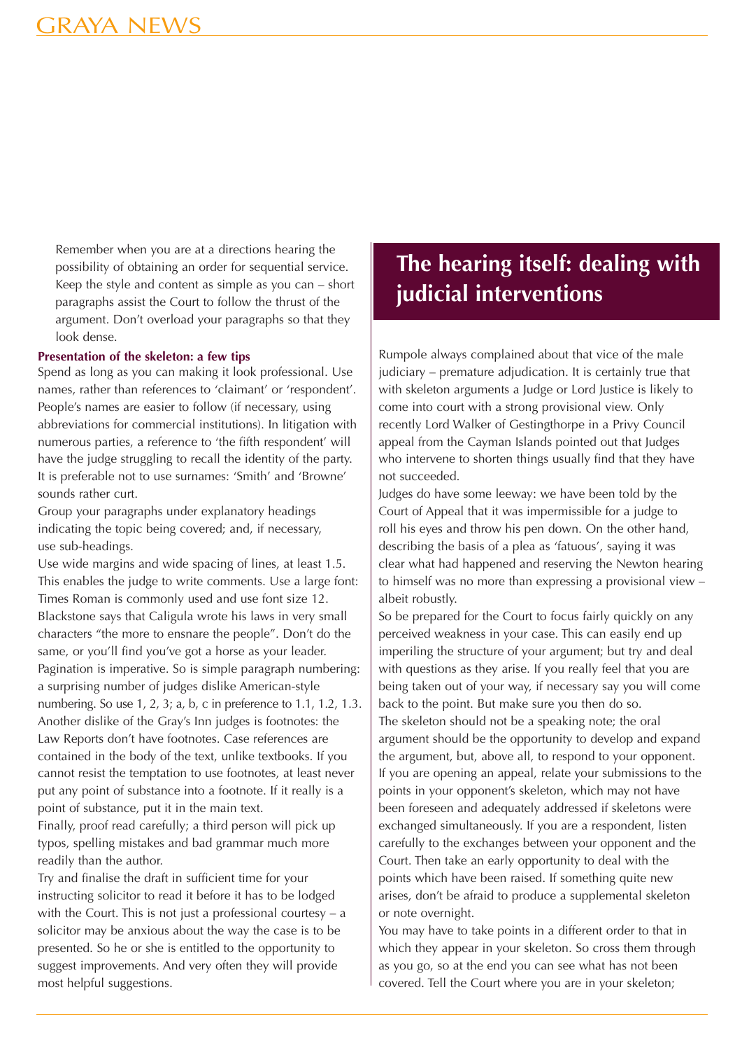Remember when you are at a directions hearing the possibility of obtaining an order for sequential service. Keep the style and content as simple as you can – short paragraphs assist the Court to follow the thrust of the argument. Don't overload your paragraphs so that they look dense.

**Presentation of the skeleton: a few tips**

Spend as long as you can making it look professional. Use names, rather than references to 'claimant' or 'respondent'. People's names are easier to follow (if necessary, using abbreviations for commercial institutions). In litigation with numerous parties, a reference to 'the fifth respondent' will have the judge struggling to recall the identity of the party. It is preferable not to use surnames: 'Smith' and 'Browne' sounds rather curt.

Group your paragraphs under explanatory headings indicating the topic being covered; and, if necessary, use sub-headings.

Use wide margins and wide spacing of lines, at least 1.5. This enables the judge to write comments. Use a large font: Times Roman is commonly used and use font size 12. Blackstone says that Caligula wrote his laws in very small characters "the more to ensnare the people". Don't do the same, or you'll find you've got a horse as your leader.

Pagination is imperative. So is simple paragraph numbering: a surprising number of judges dislike American-style numbering. So use 1, 2, 3; a, b, c in preference to 1.1, 1.2, 1.3.

Another dislike of the Gray's Inn judges is footnotes: the Law Reports don't have footnotes. Case references are contained in the body of the text, unlike textbooks. If you cannot resist the temptation to use footnotes, at least never put any point of substance into a footnote. If it really is a point of substance, put it in the main text.

Finally, proof read carefully; a third person will pick up typos, spelling mistakes and bad grammar much more readily than the author.

Try and finalise the draft in sufficient time for your instructing solicitor to read it before it has to be lodged with the Court. This is not just a professional courtesy – a solicitor may be anxious about the way the case is to be presented. So he or she is entitled to the opportunity to suggest improvements. And very often they will provide most helpful suggestions.

## The hearing itself: dealing with judicial interventions

Rumpole always complained about that vice of the male judiciary – premature adjudication. It is certainly true that with skeleton arguments a Judge or Lord Justice is likely to come into court with a strong provisional view. Only recently Lord Walker of Gestingthorpe in a Privy Council appeal from the Cayman Islands pointed out that Judges who intervene to shorten things usually find that they have not succeeded.

Judges do have some leeway: we have been told by the Court of Appeal that it was impermissible for a judge to roll his eyes and throw his pen down. On the other hand, describing the basis of a plea as 'fatuous', saying it was clear what had happened and reserving the Newton hearing to himself was no more than expressing a provisional view – albeit robustly.

So be prepared for the Court to focus fairly quickly on any perceived weakness in your case. This can easily end up imperiling the structure of your argument; but try and deal with questions as they arise. If you really feel that you are being taken out of your way, if necessary say you will come back to the point. But make sure you then do so.

The skeleton should not be a speaking note; the oral argument should be the opportunity to develop and expand the argument, but, above all, to respond to your opponent. If you are opening an appeal, relate your submissions to the points in your opponent's skeleton, which may not have been foreseen and adequately addressed if skeletons were exchanged simultaneously. If you are a respondent, listen carefully to the exchanges between your opponent and the Court. Then take an early opportunity to deal with the points which have been raised. If something quite new arises, don't be afraid to produce a supplemental skeleton or note overnight.

You may have to take points in a different order to that in which they appear in your skeleton. So cross them through as you go, so at the end you can see what has not been covered. Tell the Court where you are in your skeleton;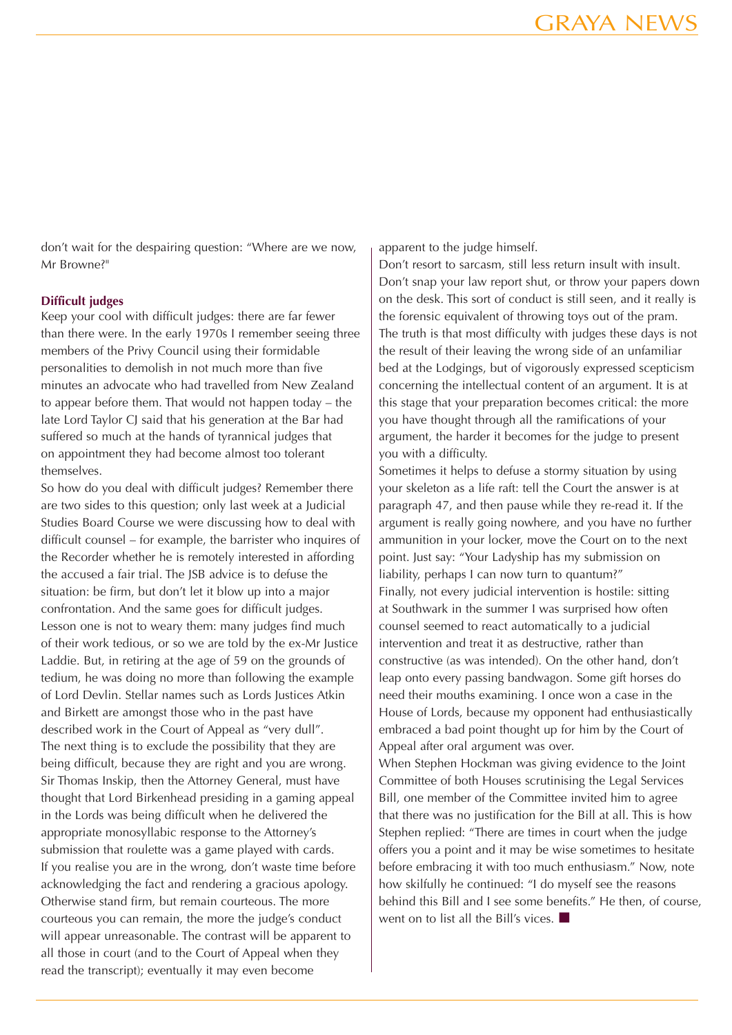don't wait for the despairing question: "Where are we now, Mr Browne?"

**Difficult judges**

Keep your cool with difficult judges: there are far fewer than there were. In the early 1970s I remember seeing three members of the Privy Council using their formidable personalities to demolish in not much more than five minutes an advocate who had travelled from New Zealand to appear before them. That would not happen today – the late Lord Taylor CJ said that his generation at the Bar had suffered so much at the hands of tyrannical judges that on appointment they had become almost too tolerant themselves.

So how do you deal with difficult judges? Remember there are two sides to this question; only last week at a Judicial Studies Board Course we were discussing how to deal with difficult counsel – for example, the barrister who inquires of the Recorder whether he is remotely interested in affording the accused a fair trial. The JSB advice is to defuse the situation: be firm, but don't let it blow up into a major confrontation. And the same goes for difficult judges.

Lesson one is not to weary them: many judges find much of their work tedious, or so we are told by the ex-Mr Justice Laddie. But, in retiring at the age of 59 on the grounds of tedium, he was doing no more than following the example of Lord Devlin. Stellar names such as Lords Justices Atkin and Birkett are amongst those who in the past have described work in the Court of Appeal as "very dull".

The next thing is to exclude the possibility that they are being difficult, because they are right and you are wrong. Sir Thomas Inskip, then the Attorney General, must have thought that Lord Birkenhead presiding in a gaming appeal in the Lords was being difficult when he delivered the appropriate monosyllabic response to the Attorney's submission that roulette was a game played with cards.

If you realise you are in the wrong, don't waste time before acknowledging the fact and rendering a gracious apology. Otherwise stand firm, but remain courteous. The more courteous you can remain, the more the judge's conduct will appear unreasonable. The contrast will be apparent to all those in court (and to the Court of Appeal when they read the transcript); eventually it may even become apparent to the judge himself.

Don't resort to sarcasm, still less return insult with insult. Don't snap your law report shut, or throw your papers down on the desk. This sort of conduct is still seen, and it really is the forensic equivalent of throwing toys out of the pram.

The truth is that most difficulty with judges these days is not the result of their leaving the wrong side of an unfamiliar bed at the Lodgings, but of vigorously expressed scepticism concerning the intellectual content of an argument. It is at this stage that your preparation becomes critical: the more you have thought through all the ramifications of your argument, the harder it becomes for the judge to present you with a difficulty.

Sometimes it helps to defuse a stormy situation by using your skeleton as a life raft: tell the Court the answer is at paragraph 47, and then pause while they re-read it. If the argument is really going nowhere, and you have no further ammunition in your locker, move the Court on to the next point. Just say: "Your Ladyship has my submission on liability, perhaps I can now turn to quantum?"

Finally, not every judicial intervention is hostile: sitting at Southwark in the summer I was surprised how often counsel seemed to react automatically to a judicial intervention and treat it as destructive, rather than constructive (as was intended). On the other hand, don't leap onto every passing bandwagon. Some gift horses do need their mouths examining. I once won a case in the House of Lords, because my opponent had enthusiastically embraced a bad point thought up for him by the Court of Appeal after oral argument was over.

When Stephen Hockman was giving evidence to the Joint Committee of both Houses scrutinising the Legal Services Bill, one member of the Committee invited him to agree that there was no justification for the Bill at all. This is how Stephen replied: "There are times in court when the judge offers you a point and it may be wise sometimes to hesitate before embracing it with too much enthusiasm." Now, note how skilfully he continued: "I do myself see the reasons behind this Bill and I see some benefits." He then, of course, went on to list all the Bill's vices. ■